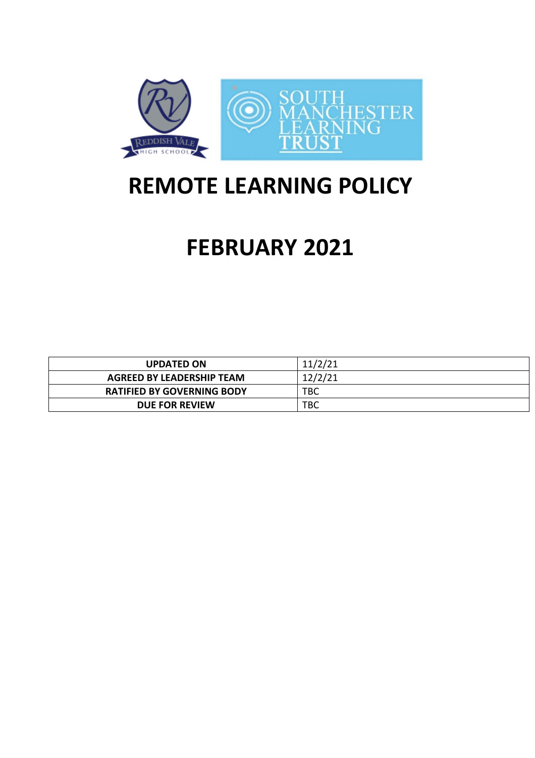# REMOTE LEARNING POLICY

# FEBRUARY 2021

| UPDATED ON | 11/2/21 |
|---|---|
| AGREED BY LEADERSHIP TEAM | 12/2/21 |
| RATIFIED BY GOVERNING BODY | TBC |
| DUE FOR REVIEW | TBC |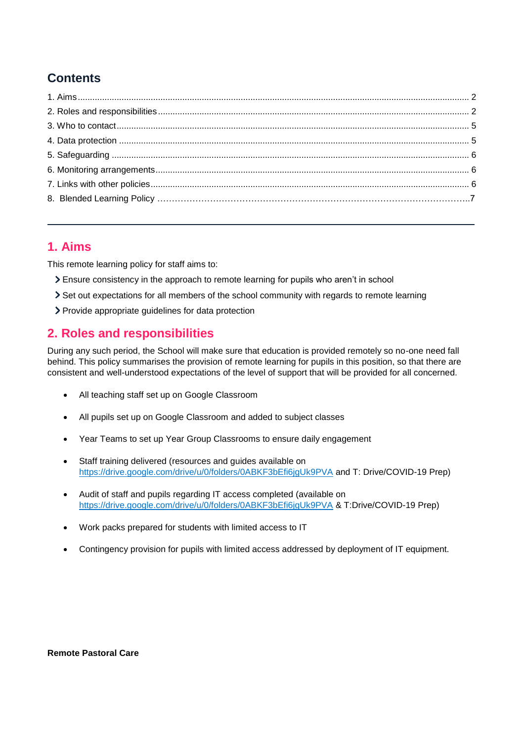## Contents

1. Aims .................................................................................................................................................... 2
2. Roles and responsibilities ................................................................................................................... 2
3. Who to contact ..................................................................................................................................... 5
4. Data protection ..................................................................................................................................... 5
5. Safeguarding ........................................................................................................................................ 6
6. Monitoring arrangements ..................................................................................................................... 6
7. Links with other policies ....................................................................................................................... 6
8. Blended Learning Policy ........................................................................................................................7

---

## 1. Aims

This remote learning policy for staff aims to:

- Ensure consistency in the approach to remote learning for pupils who aren't in school
- Set out expectations for all members of the school community with regards to remote learning
- Provide appropriate guidelines for data protection

## 2. Roles and responsibilities

During any such period, the School will make sure that education is provided remotely so no-one need fall behind. This policy summarises the provision of remote learning for pupils in this position, so that there are consistent and well-understood expectations of the level of support that will be provided for all concerned.

- All teaching staff set up on Google Classroom
- All pupils set up on Google Classroom and added to subject classes
- Year Teams to set up Year Group Classrooms to ensure daily engagement
- Staff training delivered (resources and guides available on https://drive.google.com/drive/u/0/folders/0ABKF3bEfi6jgUk9PVA and T: Drive/COVID-19 Prep)
- Audit of staff and pupils regarding IT access completed (available on https://drive.google.com/drive/u/0/folders/0ABKF3bEfi6jgUk9PVA & T:Drive/COVID-19 Prep)
- Work packs prepared for students with limited access to IT
- Contingency provision for pupils with limited access addressed by deployment of IT equipment.

**Remote Pastoral Care**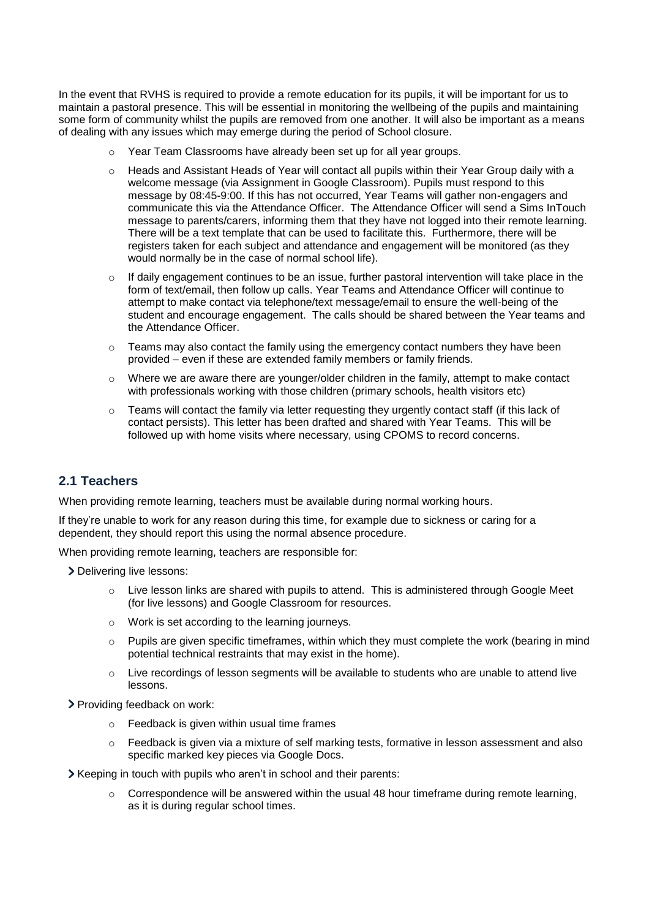In the event that RVHS is required to provide a remote education for its pupils, it will be important for us to maintain a pastoral presence. This will be essential in monitoring the wellbeing of the pupils and maintaining some form of community whilst the pupils are removed from one another. It will also be important as a means of dealing with any issues which may emerge during the period of School closure.

- Year Team Classrooms have already been set up for all year groups.
- Heads and Assistant Heads of Year will contact all pupils within their Year Group daily with a welcome message (via Assignment in Google Classroom). Pupils must respond to this message by 08:45-9:00. If this has not occurred, Year Teams will gather non-engagers and communicate this via the Attendance Officer. The Attendance Officer will send a Sims InTouch message to parents/carers, informing them that they have not logged into their remote learning. There will be a text template that can be used to facilitate this. Furthermore, there will be registers taken for each subject and attendance and engagement will be monitored (as they would normally be in the case of normal school life).
- If daily engagement continues to be an issue, further pastoral intervention will take place in the form of text/email, then follow up calls. Year Teams and Attendance Officer will continue to attempt to make contact via telephone/text message/email to ensure the well-being of the student and encourage engagement. The calls should be shared between the Year teams and the Attendance Officer.
- Teams may also contact the family using the emergency contact numbers they have been provided – even if these are extended family members or family friends.
- Where we are aware there are younger/older children in the family, attempt to make contact with professionals working with those children (primary schools, health visitors etc)
- Teams will contact the family via letter requesting they urgently contact staff (if this lack of contact persists). This letter has been drafted and shared with Year Teams. This will be followed up with home visits where necessary, using CPOMS to record concerns.

## 2.1 Teachers

When providing remote learning, teachers must be available during normal working hours.

If they're unable to work for any reason during this time, for example due to sickness or caring for a dependent, they should report this using the normal absence procedure.

When providing remote learning, teachers are responsible for:

- Delivering live lessons:
  - Live lesson links are shared with pupils to attend. This is administered through Google Meet (for live lessons) and Google Classroom for resources.
  - Work is set according to the learning journeys.
  - Pupils are given specific timeframes, within which they must complete the work (bearing in mind potential technical restraints that may exist in the home).
  - Live recordings of lesson segments will be available to students who are unable to attend live lessons.
- Providing feedback on work:
  - Feedback is given within usual time frames
  - Feedback is given via a mixture of self marking tests, formative in lesson assessment and also specific marked key pieces via Google Docs.
- Keeping in touch with pupils who aren't in school and their parents:
  - Correspondence will be answered within the usual 48 hour timeframe during remote learning, as it is during regular school times.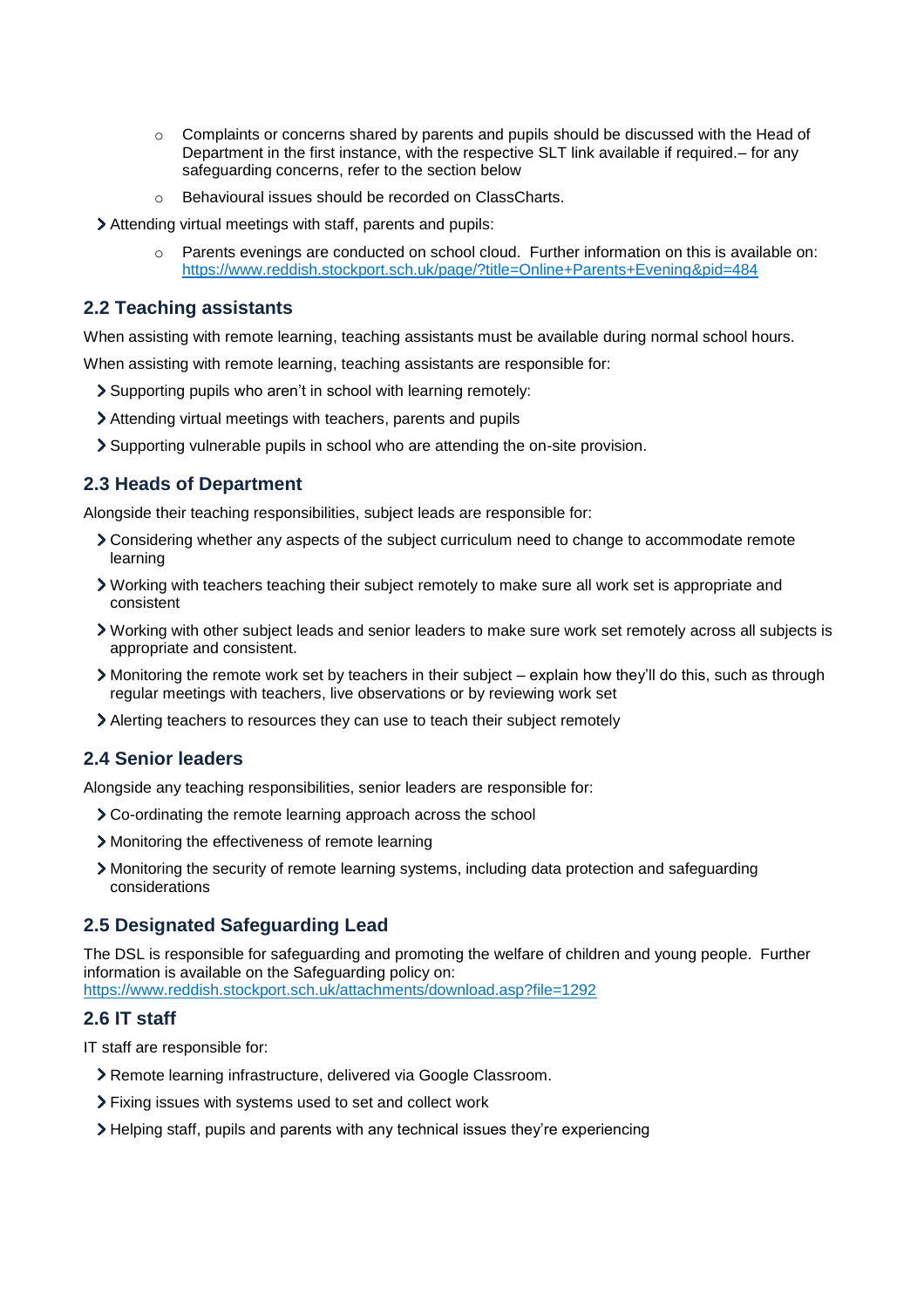- Complaints or concerns shared by parents and pupils should be discussed with the Head of Department in the first instance, with the respective SLT link available if required.– for any safeguarding concerns, refer to the section below
    - Behavioural issues should be recorded on ClassCharts.
- Attending virtual meetings with staff, parents and pupils:
    - Parents evenings are conducted on school cloud. Further information on this is available on: https://www.reddish.stockport.sch.uk/page/?title=Online+Parents+Evening&pid=484

### 2.2 Teaching assistants

When assisting with remote learning, teaching assistants must be available during normal school hours.

When assisting with remote learning, teaching assistants are responsible for:

- Supporting pupils who aren't in school with learning remotely:
- Attending virtual meetings with teachers, parents and pupils
- Supporting vulnerable pupils in school who are attending the on-site provision.

### 2.3 Heads of Department

Alongside their teaching responsibilities, subject leads are responsible for:

- Considering whether any aspects of the subject curriculum need to change to accommodate remote learning
- Working with teachers teaching their subject remotely to make sure all work set is appropriate and consistent
- Working with other subject leads and senior leaders to make sure work set remotely across all subjects is appropriate and consistent.
- Monitoring the remote work set by teachers in their subject – explain how they'll do this, such as through regular meetings with teachers, live observations or by reviewing work set
- Alerting teachers to resources they can use to teach their subject remotely

### 2.4 Senior leaders

Alongside any teaching responsibilities, senior leaders are responsible for:

- Co-ordinating the remote learning approach across the school
- Monitoring the effectiveness of remote learning
- Monitoring the security of remote learning systems, including data protection and safeguarding considerations

### 2.5 Designated Safeguarding Lead

The DSL is responsible for safeguarding and promoting the welfare of children and young people. Further information is available on the Safeguarding policy on: https://www.reddish.stockport.sch.uk/attachments/download.asp?file=1292

### 2.6 IT staff

IT staff are responsible for:

- Remote learning infrastructure, delivered via Google Classroom.
- Fixing issues with systems used to set and collect work
- Helping staff, pupils and parents with any technical issues they're experiencing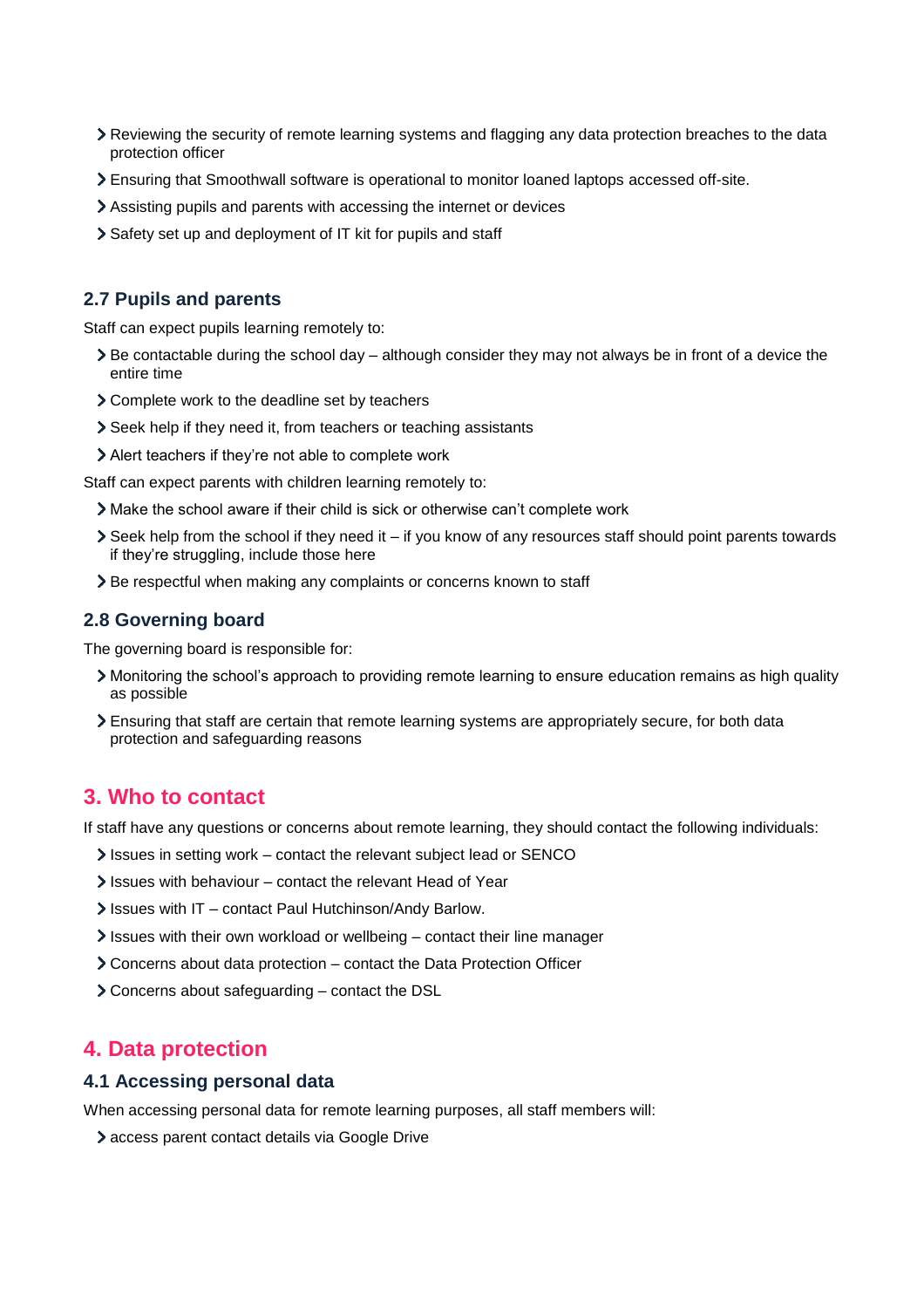- Reviewing the security of remote learning systems and flagging any data protection breaches to the data protection officer
- Ensuring that Smoothwall software is operational to monitor loaned laptops accessed off-site.
- Assisting pupils and parents with accessing the internet or devices
- Safety set up and deployment of IT kit for pupils and staff

### 2.7 Pupils and parents

Staff can expect pupils learning remotely to:

- Be contactable during the school day – although consider they may not always be in front of a device the entire time
- Complete work to the deadline set by teachers
- Seek help if they need it, from teachers or teaching assistants
- Alert teachers if they're not able to complete work

Staff can expect parents with children learning remotely to:

- Make the school aware if their child is sick or otherwise can't complete work
- Seek help from the school if they need it – if you know of any resources staff should point parents towards if they're struggling, include those here
- Be respectful when making any complaints or concerns known to staff

### 2.8 Governing board

The governing board is responsible for:

- Monitoring the school's approach to providing remote learning to ensure education remains as high quality as possible
- Ensuring that staff are certain that remote learning systems are appropriately secure, for both data protection and safeguarding reasons

## 3. Who to contact

If staff have any questions or concerns about remote learning, they should contact the following individuals:

- Issues in setting work – contact the relevant subject lead or SENCO
- Issues with behaviour – contact the relevant Head of Year
- Issues with IT – contact Paul Hutchinson/Andy Barlow.
- Issues with their own workload or wellbeing – contact their line manager
- Concerns about data protection – contact the Data Protection Officer
- Concerns about safeguarding – contact the DSL

## 4. Data protection

### 4.1 Accessing personal data

When accessing personal data for remote learning purposes, all staff members will:

- access parent contact details via Google Drive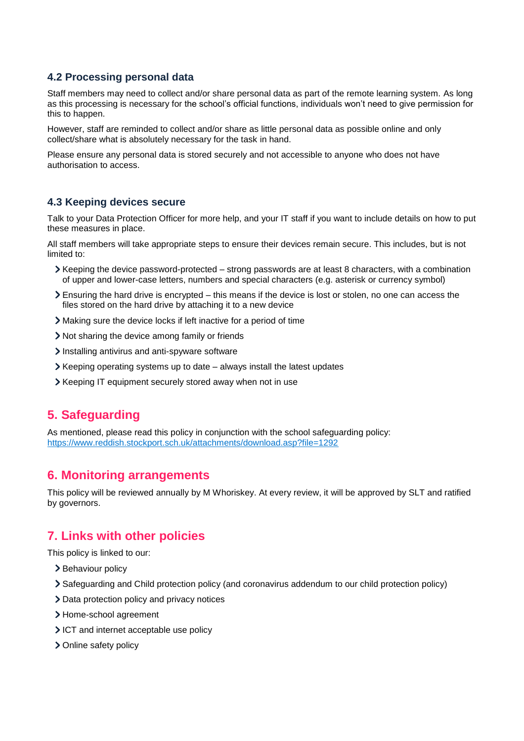### 4.2 Processing personal data

Staff members may need to collect and/or share personal data as part of the remote learning system. As long as this processing is necessary for the school's official functions, individuals won't need to give permission for this to happen.

However, staff are reminded to collect and/or share as little personal data as possible online and only collect/share what is absolutely necessary for the task in hand.

Please ensure any personal data is stored securely and not accessible to anyone who does not have authorisation to access.

### 4.3 Keeping devices secure

Talk to your Data Protection Officer for more help, and your IT staff if you want to include details on how to put these measures in place.

All staff members will take appropriate steps to ensure their devices remain secure. This includes, but is not limited to:

- Keeping the device password-protected – strong passwords are at least 8 characters, with a combination of upper and lower-case letters, numbers and special characters (e.g. asterisk or currency symbol)
- Ensuring the hard drive is encrypted – this means if the device is lost or stolen, no one can access the files stored on the hard drive by attaching it to a new device
- Making sure the device locks if left inactive for a period of time
- Not sharing the device among family or friends
- Installing antivirus and anti-spyware software
- Keeping operating systems up to date – always install the latest updates
- Keeping IT equipment securely stored away when not in use

## 5. Safeguarding

As mentioned, please read this policy in conjunction with the school safeguarding policy: https://www.reddish.stockport.sch.uk/attachments/download.asp?file=1292

## 6. Monitoring arrangements

This policy will be reviewed annually by M Whoriskey. At every review, it will be approved by SLT and ratified by governors.

## 7. Links with other policies

This policy is linked to our:

- Behaviour policy
- Safeguarding and Child protection policy (and coronavirus addendum to our child protection policy)
- Data protection policy and privacy notices
- Home-school agreement
- ICT and internet acceptable use policy
- Online safety policy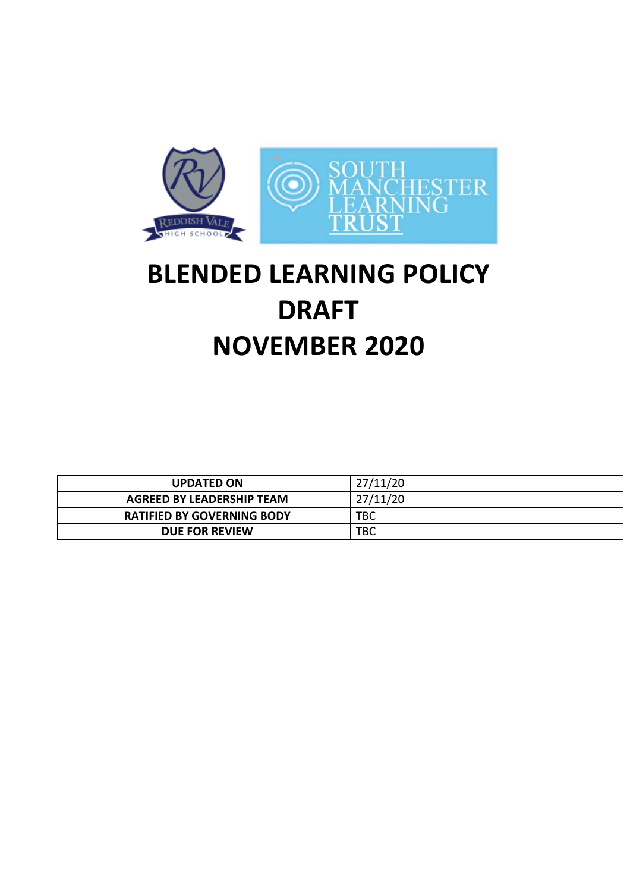# BLENDED LEARNING POLICY DRAFT NOVEMBER 2020

| UPDATED ON | 27/11/20 |
|---|---|
| AGREED BY LEADERSHIP TEAM | 27/11/20 |
| RATIFIED BY GOVERNING BODY | TBC |
| DUE FOR REVIEW | TBC |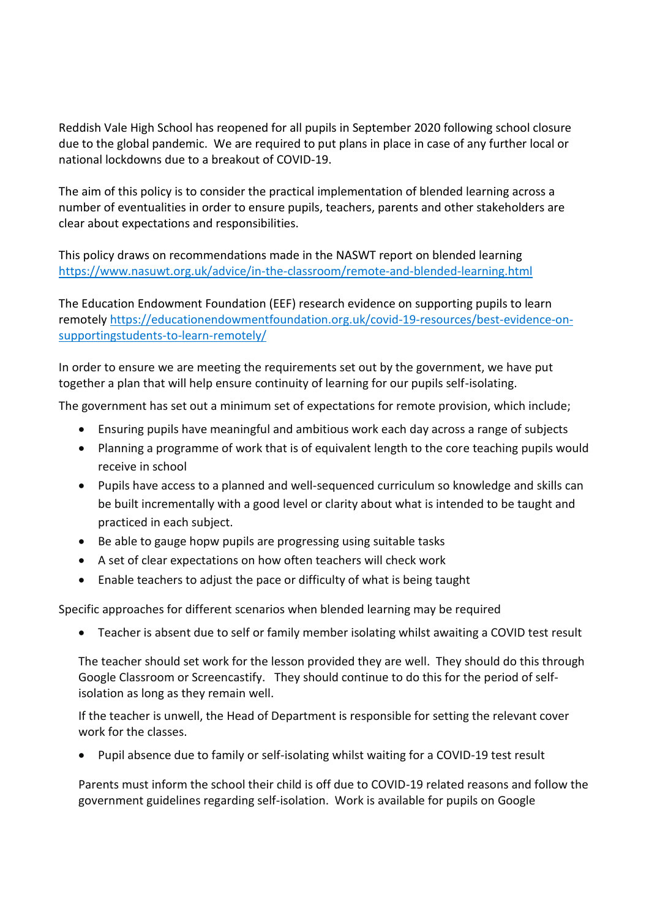Reddish Vale High School has reopened for all pupils in September 2020 following school closure due to the global pandemic. We are required to put plans in place in case of any further local or national lockdowns due to a breakout of COVID-19.

The aim of this policy is to consider the practical implementation of blended learning across a number of eventualities in order to ensure pupils, teachers, parents and other stakeholders are clear about expectations and responsibilities.

This policy draws on recommendations made in the NASWT report on blended learning https://www.nasuwt.org.uk/advice/in-the-classroom/remote-and-blended-learning.html

The Education Endowment Foundation (EEF) research evidence on supporting pupils to learn remotely https://educationendowmentfoundation.org.uk/covid-19-resources/best-evidence-on-supportingstudents-to-learn-remotely/

In order to ensure we are meeting the requirements set out by the government, we have put together a plan that will help ensure continuity of learning for our pupils self-isolating.

The government has set out a minimum set of expectations for remote provision, which include;

- Ensuring pupils have meaningful and ambitious work each day across a range of subjects
- Planning a programme of work that is of equivalent length to the core teaching pupils would receive in school
- Pupils have access to a planned and well-sequenced curriculum so knowledge and skills can be built incrementally with a good level or clarity about what is intended to be taught and practiced in each subject.
- Be able to gauge hopw pupils are progressing using suitable tasks
- A set of clear expectations on how often teachers will check work
- Enable teachers to adjust the pace or difficulty of what is being taught

Specific approaches for different scenarios when blended learning may be required

- Teacher is absent due to self or family member isolating whilst awaiting a COVID test result

  The teacher should set work for the lesson provided they are well. They should do this through Google Classroom or Screencastify. They should continue to do this for the period of self-isolation as long as they remain well.

  If the teacher is unwell, the Head of Department is responsible for setting the relevant cover work for the classes.

- Pupil absence due to family or self-isolating whilst waiting for a COVID-19 test result

  Parents must inform the school their child is off due to COVID-19 related reasons and follow the government guidelines regarding self-isolation. Work is available for pupils on Google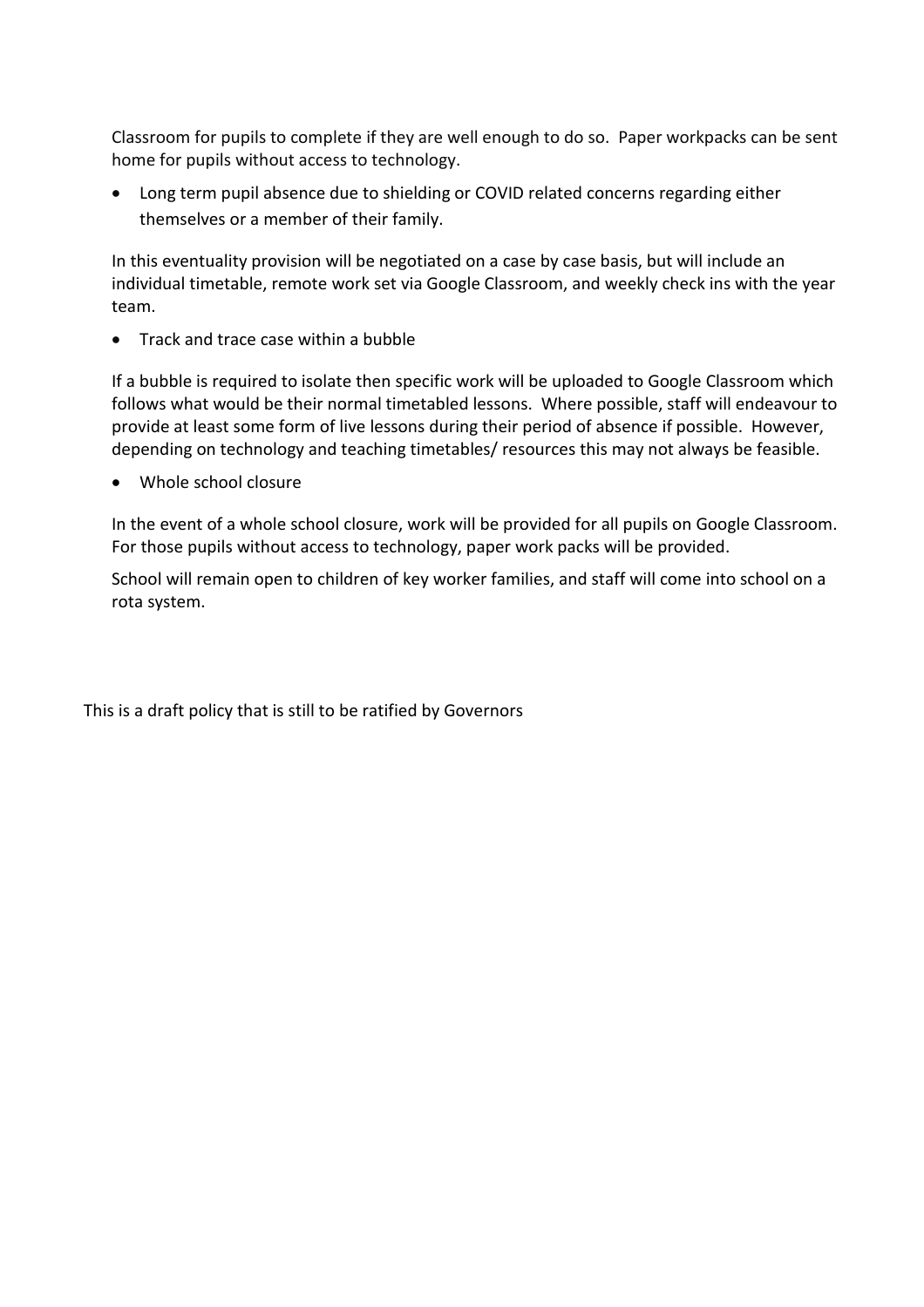Classroom for pupils to complete if they are well enough to do so. Paper workpacks can be sent home for pupils without access to technology.

- Long term pupil absence due to shielding or COVID related concerns regarding either themselves or a member of their family.

In this eventuality provision will be negotiated on a case by case basis, but will include an individual timetable, remote work set via Google Classroom, and weekly check ins with the year team.

- Track and trace case within a bubble

If a bubble is required to isolate then specific work will be uploaded to Google Classroom which follows what would be their normal timetabled lessons. Where possible, staff will endeavour to provide at least some form of live lessons during their period of absence if possible. However, depending on technology and teaching timetables/ resources this may not always be feasible.

- Whole school closure

In the event of a whole school closure, work will be provided for all pupils on Google Classroom. For those pupils without access to technology, paper work packs will be provided.

School will remain open to children of key worker families, and staff will come into school on a rota system.

This is a draft policy that is still to be ratified by Governors